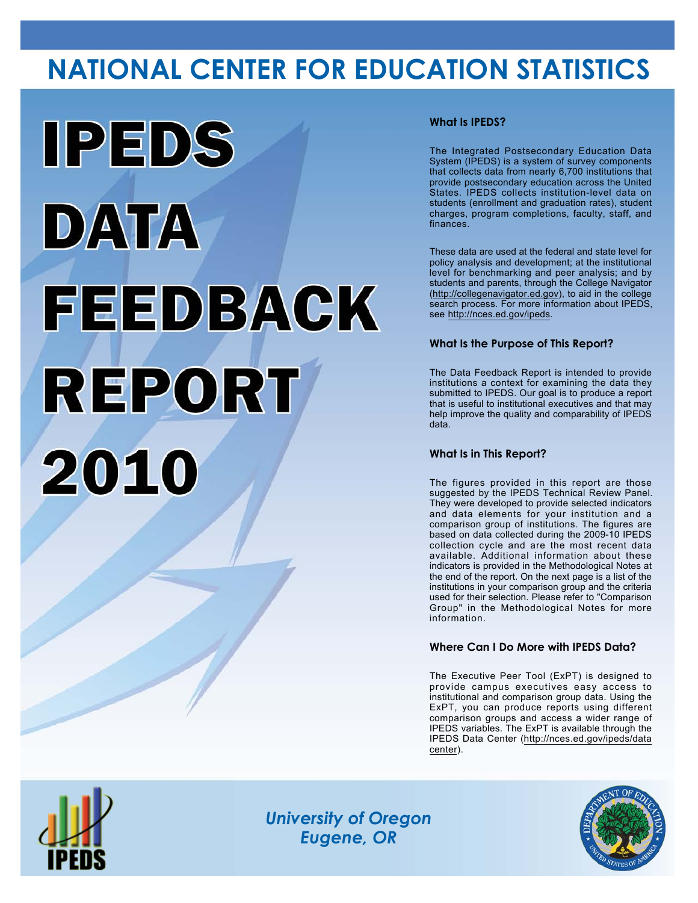# NATIONAL CENTER FOR EDUCATION STATISTICS

# IPEDS DATA FEEDBACK REPORT 2010

### What Is IPEDS?

The Integrated Postsecondary Education Data System (IPEDS) is a system of survey components that collects data from nearly 6,700 institutions that provide postsecondary education across the United States. IPEDS collects institution-level data on students (enrollment and graduation rates), student charges, program completions, faculty, staff, and finances.

These data are used at the federal and state level for policy analysis and development; at the institutional level for benchmarking and peer analysis; and by students and parents, through the College Navigator (http://collegenavigator.ed.gov), to aid in the college search process. For more information about IPEDS, see http://nces.ed.gov/ipeds.

### What Is the Purpose of This Report?

The Data Feedback Report is intended to provide institutions a context for examining the data they submitted to IPEDS. Our goal is to produce a report that is useful to institutional executives and that may help improve the quality and comparability of IPEDS data.

### What Is in This Report?

The figures provided in this report are those suggested by the IPEDS Technical Review Panel. They were developed to provide selected indicators and data elements for your institution and a comparison group of institutions. The figures are based on data collected during the 2009-10 IPEDS collection cycle and are the most recent data available. Additional information about these indicators is provided in the Methodological Notes at the end of the report. On the next page is a list of the institutions in your comparison group and the criteria used for their selection. Please refer to "Comparison Group" in the Methodological Notes for more information.

### Where Can I Do More with IPEDS Data?

The Executive Peer Tool (ExPT) is designed to provide campus executives easy access to institutional and comparison group data. Using the ExPT, you can produce reports using different comparison groups and access a wider range of IPEDS variables. The ExPT is available through the IPEDS Data Center (http://nces.ed.gov/ipeds/datacenter).

*University of Oregon*
*Eugene, OR*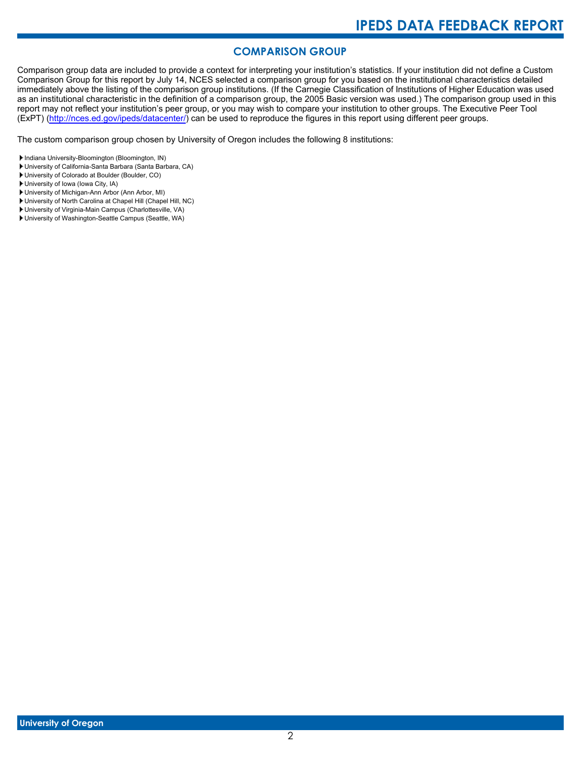## COMPARISON GROUP

Comparison group data are included to provide a context for interpreting your institution's statistics. If your institution did not define a Custom Comparison Group for this report by July 14, NCES selected a comparison group for you based on the institutional characteristics detailed immediately above the listing of the comparison group institutions. (If the Carnegie Classification of Institutions of Higher Education was used as an institutional characteristic in the definition of a comparison group, the 2005 Basic version was used.) The comparison group used in this report may not reflect your institution's peer group, or you may wish to compare your institution to other groups. The Executive Peer Tool (ExPT) (http://nces.ed.gov/ipeds/datacenter/) can be used to reproduce the figures in this report using different peer groups.

The custom comparison group chosen by University of Oregon includes the following 8 institutions:

- Indiana University-Bloomington (Bloomington, IN)
- University of California-Santa Barbara (Santa Barbara, CA)
- University of Colorado at Boulder (Boulder, CO)
- University of Iowa (Iowa City, IA)
- University of Michigan-Ann Arbor (Ann Arbor, MI)
- University of North Carolina at Chapel Hill (Chapel Hill, NC)
- University of Virginia-Main Campus (Charlottesville, VA)
- University of Washington-Seattle Campus (Seattle, WA)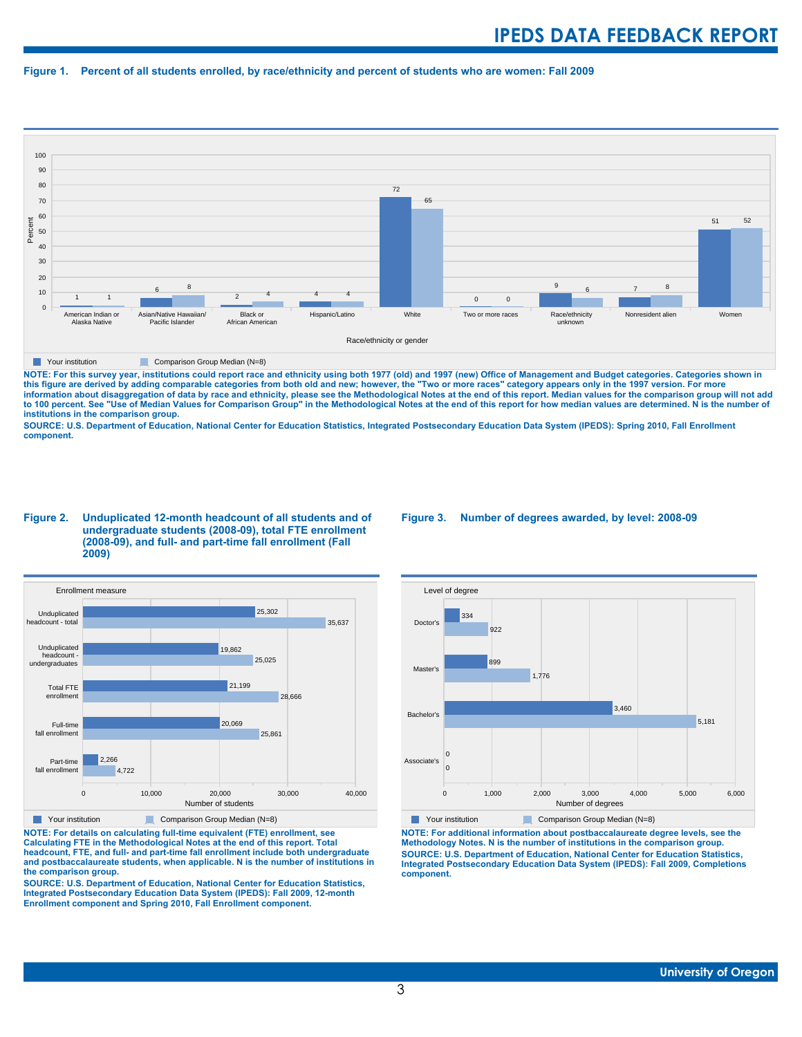# IPEDS DATA FEEDBACK REPORT

**Figure 1. Percent of all students enrolled, by race/ethnicity and percent of students who are women: Fall 2009**

| Race/ethnicity or gender | Your institution | Comparison Group Median (N=8) |
|---|---|---|
| American Indian or Alaska Native | 1 | 1 |
| Asian/Native Hawaiian/ Pacific Islander | 6 | 8 |
| Black or African American | 2 | 4 |
| Hispanic/Latino | 4 | 4 |
| White | 72 | 65 |
| Two or more races | 0 | 0 |
| Race/ethnicity unknown | 9 | 6 |
| Nonresident alien | 7 | 8 |
| Women | 51 | 52 |

**NOTE: For this survey year, institutions could report race and ethnicity using both 1977 (old) and 1997 (new) Office of Management and Budget categories. Categories shown in this figure are derived by adding comparable categories from both old and new; however, the "Two or more races" category appears only in the 1997 version. For more information about disaggregation of data by race and ethnicity, please see the Methodological Notes at the end of this report. Median values for the comparison group will not add to 100 percent. See "Use of Median Values for Comparison Group" in the Methodological Notes at the end of this report for how median values are determined. N is the number of institutions in the comparison group.**

**SOURCE: U.S. Department of Education, National Center for Education Statistics, Integrated Postsecondary Education Data System (IPEDS): Spring 2010, Fall Enrollment component.**

**Figure 2. Unduplicated 12-month headcount of all students and of undergraduate students (2008-09), total FTE enrollment (2008-09), and full- and part-time fall enrollment (Fall 2009)**

| Enrollment measure | Your institution | Comparison Group Median (N=8) |
|---|---|---|
| Unduplicated headcount - total | 25,302 | 35,637 |
| Unduplicated headcount - undergraduates | 19,862 | 25,025 |
| Total FTE enrollment | 21,199 | 28,666 |
| Full-time fall enrollment | 20,069 | 25,861 |
| Part-time fall enrollment | 2,266 | 4,722 |

**NOTE: For details on calculating full-time equivalent (FTE) enrollment, see Calculating FTE in the Methodological Notes at the end of this report. Total headcount, FTE, and full- and part-time fall enrollment include both undergraduate and postbaccalaureate students, when applicable. N is the number of institutions in the comparison group.**

**SOURCE: U.S. Department of Education, National Center for Education Statistics, Integrated Postsecondary Education Data System (IPEDS): Fall 2009, 12-month Enrollment component and Spring 2010, Fall Enrollment component.**

**Figure 3. Number of degrees awarded, by level: 2008-09**

| Level of degree | Your institution | Comparison Group Median (N=8) |
|---|---|---|
| Doctor's | 334 | 922 |
| Master's | 899 | 1,776 |
| Bachelor's | 3,460 | 5,181 |
| Associate's | 0 | 0 |

**NOTE: For additional information about postbaccalaureate degree levels, see the Methodology Notes. N is the number of institutions in the comparison group.**

**SOURCE: U.S. Department of Education, National Center for Education Statistics, Integrated Postsecondary Education Data System (IPEDS): Fall 2009, Completions component.**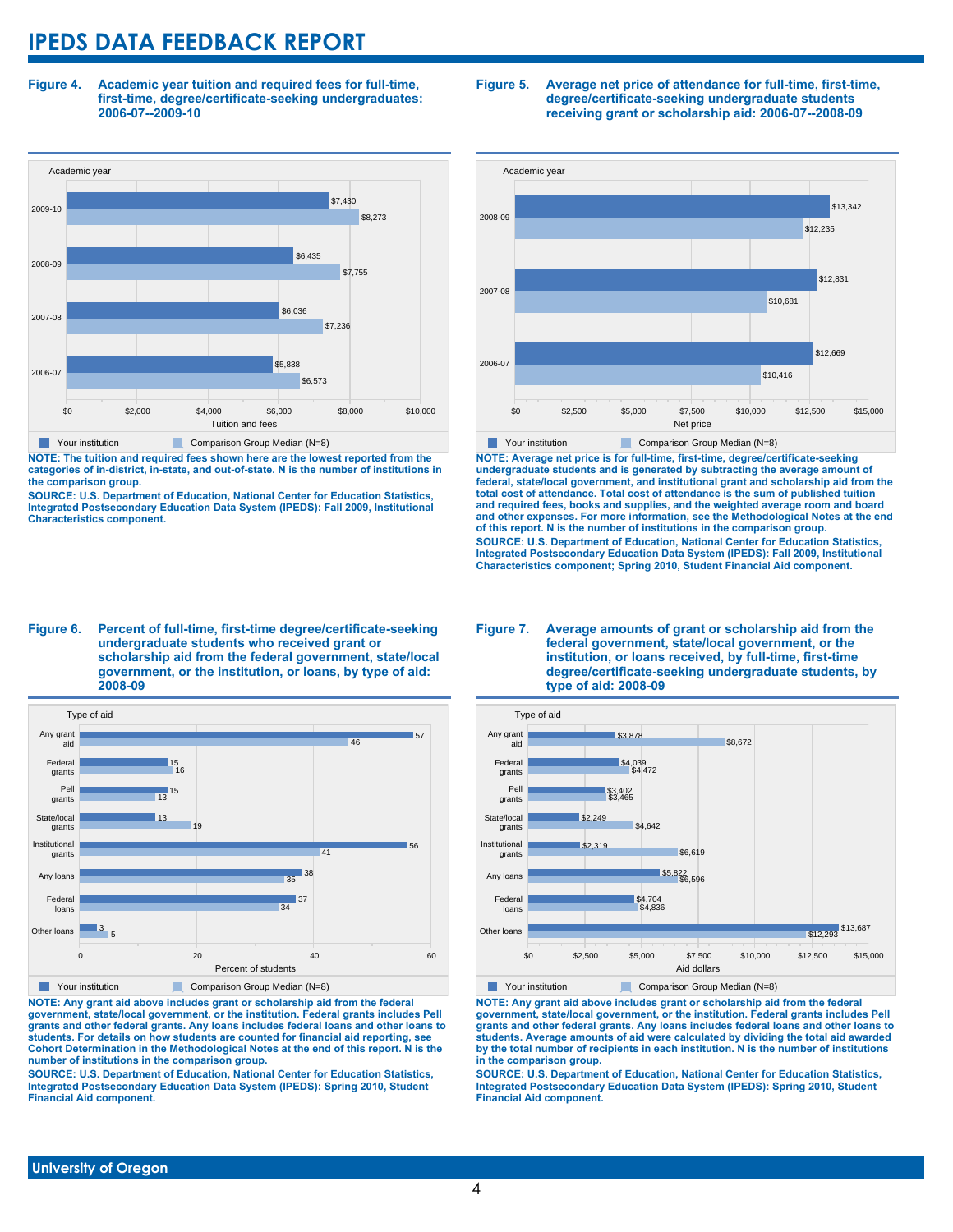# IPEDS DATA FEEDBACK REPORT

**Figure 4. Academic year tuition and required fees for full-time, first-time, degree/certificate-seeking undergraduates: 2006-07--2009-10**

| Academic year | Your institution | Comparison Group Median (N=8) |
|---|---|---|
| 2009-10 | $7,430 | $8,273 |
| 2008-09 | $6,435 | $7,755 |
| 2007-08 | $6,036 | $7,236 |
| 2006-07 | $5,838 | $6,573 |

**NOTE: The tuition and required fees shown here are the lowest reported from the categories of in-district, in-state, and out-of-state. N is the number of institutions in the comparison group.**

**SOURCE: U.S. Department of Education, National Center for Education Statistics, Integrated Postsecondary Education Data System (IPEDS): Fall 2009, Institutional Characteristics component.**

**Figure 5. Average net price of attendance for full-time, first-time, degree/certificate-seeking undergraduate students receiving grant or scholarship aid: 2006-07--2008-09**

| Academic year | Your institution | Comparison Group Median (N=8) |
|---|---|---|
| 2008-09 | $13,342 | $12,235 |
| 2007-08 | $12,831 | $10,681 |
| 2006-07 | $12,669 | $10,416 |

**NOTE: Average net price is for full-time, first-time, degree/certificate-seeking undergraduate students and is generated by subtracting the average amount of federal, state/local government, and institutional grant and scholarship aid from the total cost of attendance. Total cost of attendance is the sum of published tuition and required fees, books and supplies, and the weighted average room and board and other expenses. For more information, see the Methodological Notes at the end of this report. N is the number of institutions in the comparison group.**

**SOURCE: U.S. Department of Education, National Center for Education Statistics, Integrated Postsecondary Education Data System (IPEDS): Fall 2009, Institutional Characteristics component; Spring 2010, Student Financial Aid component.**

**Figure 6. Percent of full-time, first-time degree/certificate-seeking undergraduate students who received grant or scholarship aid from the federal government, state/local government, or the institution, or loans, by type of aid: 2008-09**

| Type of aid | Your institution | Comparison Group Median (N=8) |
|---|---|---|
| Any grant aid | 57 | 46 |
| Federal grants | 15 | 16 |
| Pell grants | 15 | 13 |
| State/local grants | 13 | 19 |
| Institutional grants | 56 | 41 |
| Any loans | 38 | 35 |
| Federal loans | 37 | 34 |
| Other loans | 3 | 5 |

**NOTE: Any grant aid above includes grant or scholarship aid from the federal government, state/local government, or the institution. Federal grants includes Pell grants and other federal grants. Any loans includes federal loans and other loans to students. For details on how students are counted for financial aid reporting, see Cohort Determination in the Methodological Notes at the end of this report. N is the number of institutions in the comparison group.**

**SOURCE: U.S. Department of Education, National Center for Education Statistics, Integrated Postsecondary Education Data System (IPEDS): Spring 2010, Student Financial Aid component.**

**Figure 7. Average amounts of grant or scholarship aid from the federal government, state/local government, or the institution, or loans received, by full-time, first-time degree/certificate-seeking undergraduate students, by type of aid: 2008-09**

| Type of aid | Your institution | Comparison Group Median (N=8) |
|---|---|---|
| Any grant aid | $3,878 | $8,672 |
| Federal grants | $4,039 | $4,472 |
| Pell grants | $3,402 | $3,465 |
| State/local grants | $2,249 | $4,642 |
| Institutional grants | $2,319 | $6,619 |
| Any loans | $5,822 | $6,596 |
| Federal loans | $4,704 | $4,836 |
| Other loans | $13,687 | $12,293 |

**NOTE: Any grant aid above includes grant or scholarship aid from the federal government, state/local government, or the institution. Federal grants includes Pell grants and other federal grants. Any loans includes federal loans and other loans to students. Average amounts of aid were calculated by dividing the total aid awarded by the total number of recipients in each institution. N is the number of institutions in the comparison group.**

**SOURCE: U.S. Department of Education, National Center for Education Statistics, Integrated Postsecondary Education Data System (IPEDS): Spring 2010, Student Financial Aid component.**

University of Oregon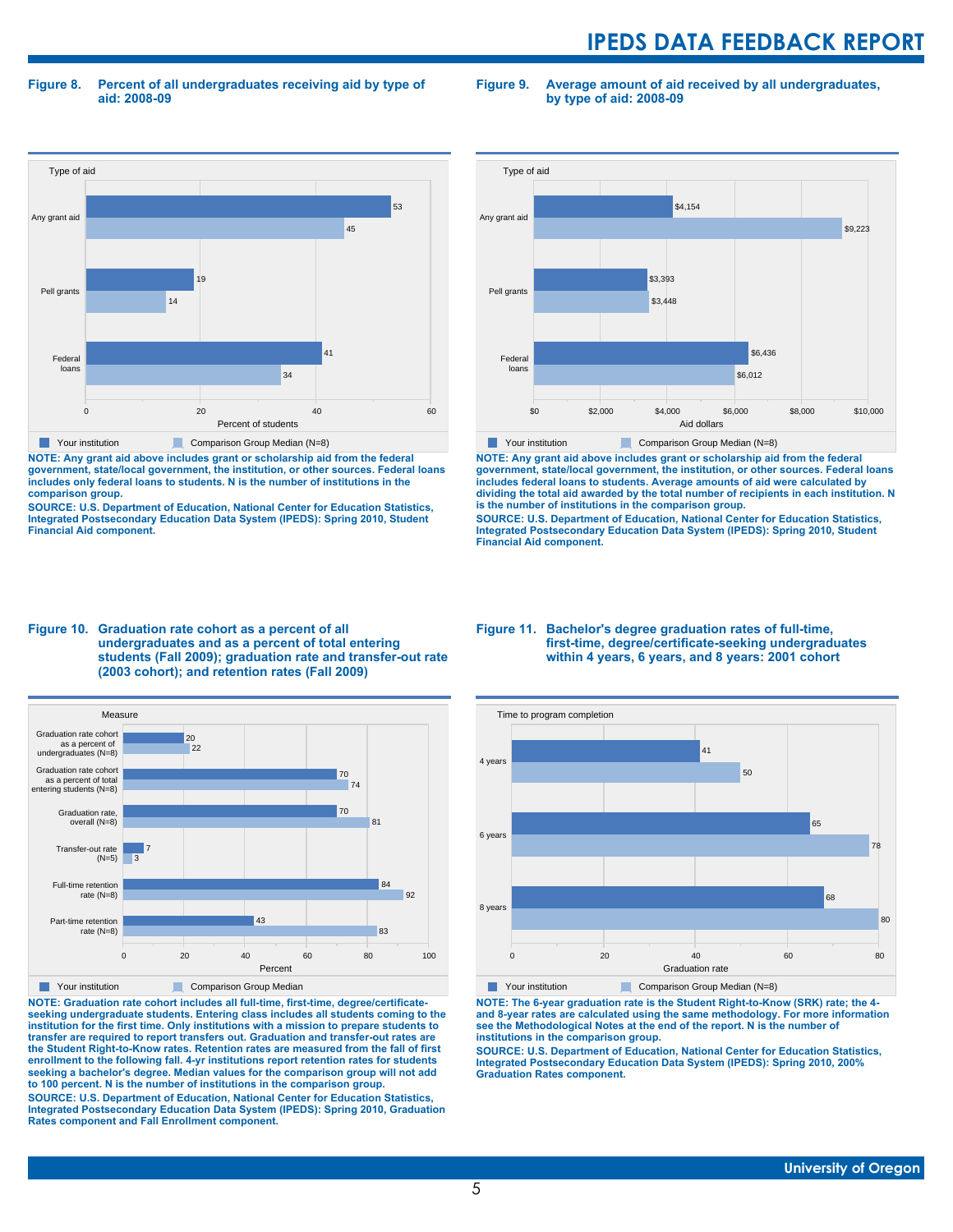**Figure 8. Percent of all undergraduates receiving aid by type of aid: 2008-09**

| Type of aid | Your institution | Comparison Group Median (N=8) |
|---|---|---|
| Any grant aid | 53 | 45 |
| Pell grants | 19 | 14 |
| Federal loans | 41 | 34 |

Percent of students

NOTE: Any grant aid above includes grant or scholarship aid from the federal government, state/local government, the institution, or other sources. Federal loans includes only federal loans to students. N is the number of institutions in the comparison group.

SOURCE: U.S. Department of Education, National Center for Education Statistics, Integrated Postsecondary Education Data System (IPEDS): Spring 2010, Student Financial Aid component.

**Figure 9. Average amount of aid received by all undergraduates, by type of aid: 2008-09**

| Type of aid | Your institution | Comparison Group Median (N=8) |
|---|---|---|
| Any grant aid | $4,154 | $9,223 |
| Pell grants | $3,393 | $3,448 |
| Federal loans | $6,436 | $6,012 |

Aid dollars

NOTE: Any grant aid above includes grant or scholarship aid from the federal government, state/local government, the institution, or other sources. Federal loans includes federal loans to students. Average amounts of aid were calculated by dividing the total aid awarded by the total number of recipients in each institution. N is the number of institutions in the comparison group.

SOURCE: U.S. Department of Education, National Center for Education Statistics, Integrated Postsecondary Education Data System (IPEDS): Spring 2010, Student Financial Aid component.

**Figure 10. Graduation rate cohort as a percent of all undergraduates and as a percent of total entering students (Fall 2009); graduation rate and transfer-out rate (2003 cohort); and retention rates (Fall 2009)**

| Measure | Your institution | Comparison Group Median |
|---|---|---|
| Graduation rate cohort as a percent of undergraduates (N=8) | 20 | 22 |
| Graduation rate cohort as a percent of total entering students (N=8) | 70 | 74 |
| Graduation rate, overall (N=8) | 70 | 81 |
| Transfer-out rate (N=5) | 7 | 3 |
| Full-time retention rate (N=8) | 84 | 92 |
| Part-time retention rate (N=8) | 43 | 83 |

Percent

NOTE: Graduation rate cohort includes all full-time, first-time, degree/certificate-seeking undergraduate students. Entering class includes all students coming to the institution for the first time. Only institutions with a mission to prepare students to transfer are required to report transfers out. Graduation and transfer-out rates are the Student Right-to-Know rates. Retention rates are measured from the fall of first enrollment to the following fall. 4-yr institutions report retention rates for students seeking a bachelor's degree. Median values for the comparison group will not add to 100 percent. N is the number of institutions in the comparison group.

SOURCE: U.S. Department of Education, National Center for Education Statistics, Integrated Postsecondary Education Data System (IPEDS): Spring 2010, Graduation Rates component and Fall Enrollment component.

**Figure 11. Bachelor's degree graduation rates of full-time, first-time, degree/certificate-seeking undergraduates within 4 years, 6 years, and 8 years: 2001 cohort**

| Time to program completion | Your institution | Comparison Group Median (N=8) |
|---|---|---|
| 4 years | 41 | 50 |
| 6 years | 65 | 78 |
| 8 years | 68 | 80 |

Graduation rate

NOTE: The 6-year graduation rate is the Student Right-to-Know (SRK) rate; the 4- and 8-year rates are calculated using the same methodology. For more information see the Methodological Notes at the end of the report. N is the number of institutions in the comparison group.

SOURCE: U.S. Department of Education, National Center for Education Statistics, Integrated Postsecondary Education Data System (IPEDS): Spring 2010, 200% Graduation Rates component.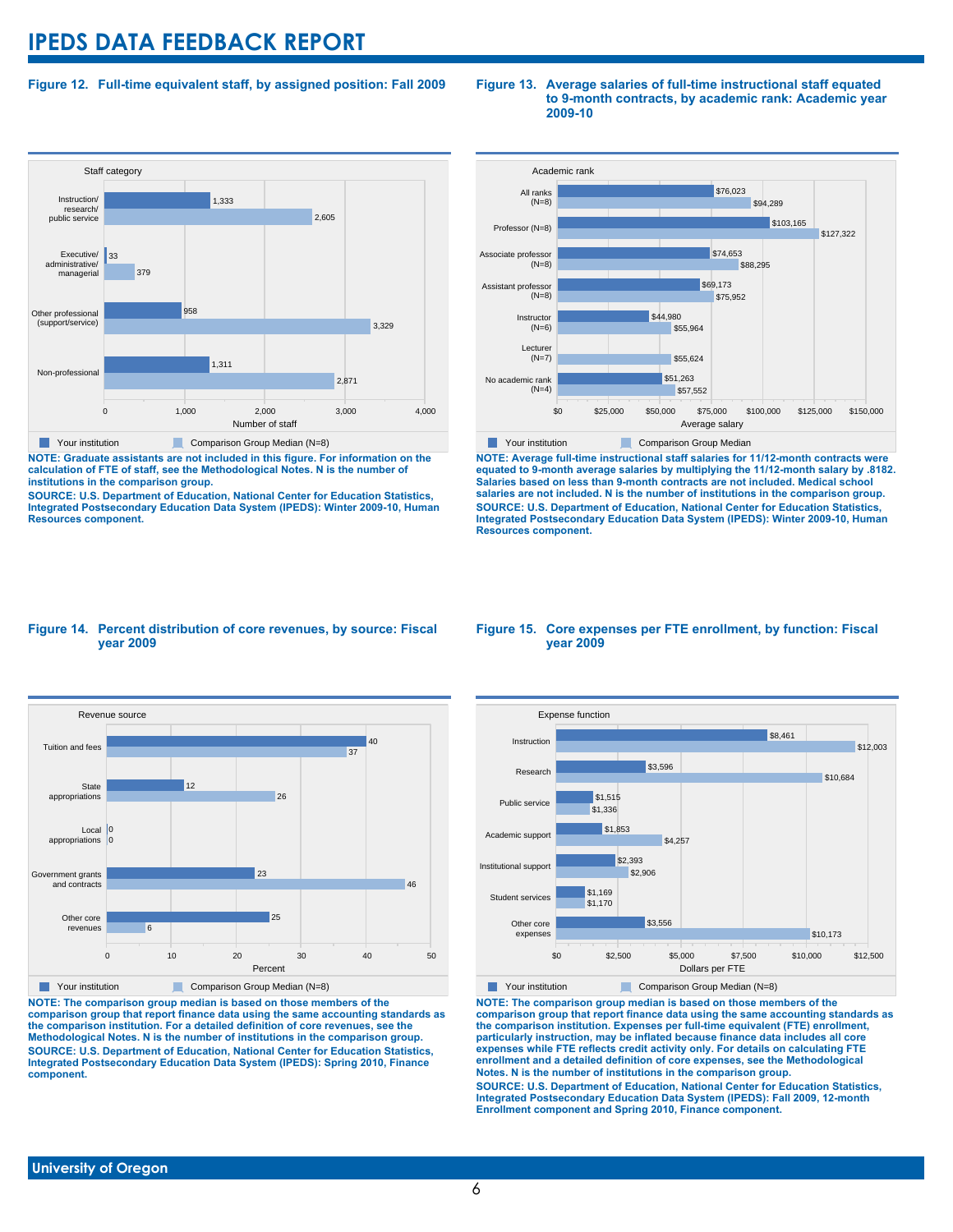**Figure 12. Full-time equivalent staff, by assigned position: Fall 2009**

| Staff category | Your institution | Comparison Group Median (N=8) |
| --- | --- | --- |
| Instruction/ research/ public service | 1,333 | 2,605 |
| Executive/ administrative/ managerial | 33 | 379 |
| Other professional (support/service) | 958 | 3,329 |
| Non-professional | 1,311 | 2,871 |

Number of staff

**NOTE: Graduate assistants are not included in this figure. For information on the calculation of FTE of staff, see the Methodological Notes. N is the number of institutions in the comparison group.**

**SOURCE: U.S. Department of Education, National Center for Education Statistics, Integrated Postsecondary Education Data System (IPEDS): Winter 2009-10, Human Resources component.**

**Figure 13. Average salaries of full-time instructional staff equated to 9-month contracts, by academic rank: Academic year 2009-10**

| Academic rank | Your institution | Comparison Group Median |
| --- | --- | --- |
| All ranks (N=8) | $76,023 | $94,289 |
| Professor (N=8) | $103,165 | $127,322 |
| Associate professor (N=8) | $74,653 | $88,295 |
| Assistant professor (N=8) | $69,173 | $75,952 |
| Instructor (N=6) | $44,980 | $55,964 |
| Lecturer (N=7) | | $55,624 |
| No academic rank (N=4) | $51,263 | $57,552 |

Average salary

**NOTE: Average full-time instructional staff salaries for 11/12-month contracts were equated to 9-month average salaries by multiplying the 11/12-month salary by .8182. Salaries based on less than 9-month contracts are not included. Medical school salaries are not included. N is the number of institutions in the comparison group.**

**SOURCE: U.S. Department of Education, National Center for Education Statistics, Integrated Postsecondary Education Data System (IPEDS): Winter 2009-10, Human Resources component.**

**Figure 14. Percent distribution of core revenues, by source: Fiscal year 2009**

| Revenue source | Your institution | Comparison Group Median (N=8) |
| --- | --- | --- |
| Tuition and fees | 40 | 37 |
| State appropriations | 12 | 26 |
| Local appropriations | 0 | 0 |
| Government grants and contracts | 23 | 46 |
| Other core revenues | 25 | 6 |

Percent

**NOTE: The comparison group median is based on those members of the comparison group that report finance data using the same accounting standards as the comparison institution. For a detailed definition of core revenues, see the Methodological Notes. N is the number of institutions in the comparison group.**

**SOURCE: U.S. Department of Education, National Center for Education Statistics, Integrated Postsecondary Education Data System (IPEDS): Spring 2010, Finance component.**

**Figure 15. Core expenses per FTE enrollment, by function: Fiscal year 2009**

| Expense function | Your institution | Comparison Group Median (N=8) |
| --- | --- | --- |
| Instruction | $8,461 | $12,003 |
| Research | $3,596 | $10,684 |
| Public service | $1,515 | $1,336 |
| Academic support | $1,853 | $4,257 |
| Institutional support | $2,393 | $2,906 |
| Student services | $1,169 | $1,170 |
| Other core expenses | $3,556 | $10,173 |

Dollars per FTE

**NOTE: The comparison group median is based on those members of the comparison group that report finance data using the same accounting standards as the comparison institution. Expenses per full-time equivalent (FTE) enrollment, particularly instruction, may be inflated because finance data includes all core expenses while FTE reflects credit activity only. For details on calculating FTE enrollment and a detailed definition of core expenses, see the Methodological Notes. N is the number of institutions in the comparison group.**

**SOURCE: U.S. Department of Education, National Center for Education Statistics, Integrated Postsecondary Education Data System (IPEDS): Fall 2009, 12-month Enrollment component and Spring 2010, Finance component.**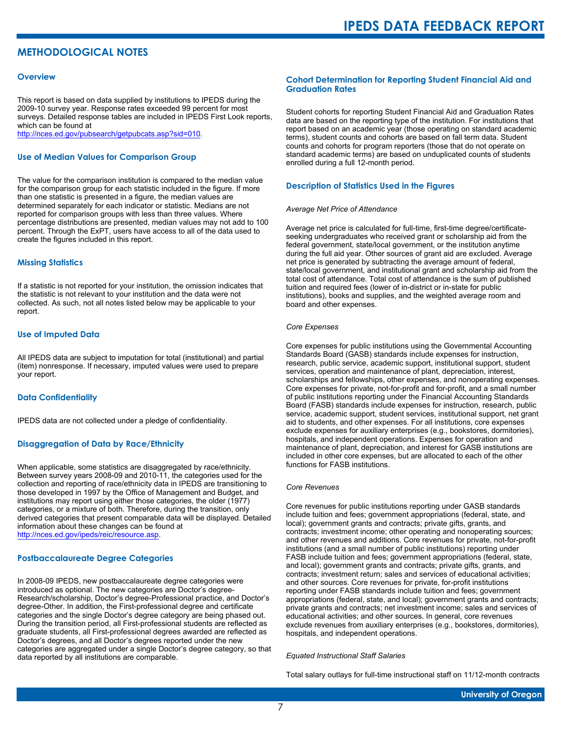# METHODOLOGICAL NOTES

## Overview

This report is based on data supplied by institutions to IPEDS during the 2009-10 survey year. Response rates exceeded 99 percent for most surveys. Detailed response tables are included in IPEDS First Look reports, which can be found at http://nces.ed.gov/pubsearch/getpubcats.asp?sid=010.

## Use of Median Values for Comparison Group

The value for the comparison institution is compared to the median value for the comparison group for each statistic included in the figure. If more than one statistic is presented in a figure, the median values are determined separately for each indicator or statistic. Medians are not reported for comparison groups with less than three values. Where percentage distributions are presented, median values may not add to 100 percent. Through the ExPT, users have access to all of the data used to create the figures included in this report.

## Missing Statistics

If a statistic is not reported for your institution, the omission indicates that the statistic is not relevant to your institution and the data were not collected. As such, not all notes listed below may be applicable to your report.

## Use of Imputed Data

All IPEDS data are subject to imputation for total (institutional) and partial (item) nonresponse. If necessary, imputed values were used to prepare your report.

## Data Confidentiality

IPEDS data are not collected under a pledge of confidentiality.

## Disaggregation of Data by Race/Ethnicity

When applicable, some statistics are disaggregated by race/ethnicity. Between survey years 2008-09 and 2010-11, the categories used for the collection and reporting of race/ethnicity data in IPEDS are transitioning to those developed in 1997 by the Office of Management and Budget, and institutions may report using either those categories, the older (1977) categories, or a mixture of both. Therefore, during the transition, only derived categories that present comparable data will be displayed. Detailed information about these changes can be found at http://nces.ed.gov/ipeds/reic/resource.asp.

## Postbaccalaureate Degree Categories

In 2008-09 IPEDS, new postbaccalaureate degree categories were introduced as optional. The new categories are Doctor's degree-Research/scholarship, Doctor's degree-Professional practice, and Doctor's degree-Other. In addition, the First-professional degree and certificate categories and the single Doctor's degree category are being phased out. During the transition period, all First-professional students are reflected as graduate students, all First-professional degrees awarded are reflected as Doctor's degrees, and all Doctor's degrees reported under the new categories are aggregated under a single Doctor's degree category, so that data reported by all institutions are comparable.

## Cohort Determination for Reporting Student Financial Aid and Graduation Rates

Student cohorts for reporting Student Financial Aid and Graduation Rates data are based on the reporting type of the institution. For institutions that report based on an academic year (those operating on standard academic terms), student counts and cohorts are based on fall term data. Student counts and cohorts for program reporters (those that do not operate on standard academic terms) are based on unduplicated counts of students enrolled during a full 12-month period.

## Description of Statistics Used in the Figures

*Average Net Price of Attendance*

Average net price is calculated for full-time, first-time degree/certificate-seeking undergraduates who received grant or scholarship aid from the federal government, state/local government, or the institution anytime during the full aid year. Other sources of grant aid are excluded. Average net price is generated by subtracting the average amount of federal, state/local government, and institutional grant and scholarship aid from the total cost of attendance. Total cost of attendance is the sum of published tuition and required fees (lower of in-district or in-state for public institutions), books and supplies, and the weighted average room and board and other expenses.

*Core Expenses*

Core expenses for public institutions using the Governmental Accounting Standards Board (GASB) standards include expenses for instruction, research, public service, academic support, institutional support, student services, operation and maintenance of plant, depreciation, interest, scholarships and fellowships, other expenses, and nonoperating expenses. Core expenses for private, not-for-profit and for-profit, and a small number of public institutions reporting under the Financial Accounting Standards Board (FASB) standards include expenses for instruction, research, public service, academic support, student services, institutional support, net grant aid to students, and other expenses. For all institutions, core expenses exclude expenses for auxiliary enterprises (e.g., bookstores, dormitories), hospitals, and independent operations. Expenses for operation and maintenance of plant, depreciation, and interest for GASB institutions are included in other core expenses, but are allocated to each of the other functions for FASB institutions.

*Core Revenues*

Core revenues for public institutions reporting under GASB standards include tuition and fees; government appropriations (federal, state, and local); government grants and contracts; private gifts, grants, and contracts; investment income; other operating and nonoperating sources; and other revenues and additions. Core revenues for private, not-for-profit institutions (and a small number of public institutions) reporting under FASB include tuition and fees; government appropriations (federal, state, and local); government grants and contracts; private gifts, grants, and contracts; investment return; sales and services of educational activities; and other sources. Core revenues for private, for-profit institutions reporting under FASB standards include tuition and fees; government appropriations (federal, state, and local); government grants and contracts; private grants and contracts; net investment income; sales and services of educational activities; and other sources. In general, core revenues exclude revenues from auxiliary enterprises (e.g., bookstores, dormitories), hospitals, and independent operations.

*Equated Instructional Staff Salaries*

Total salary outlays for full-time instructional staff on 11/12-month contracts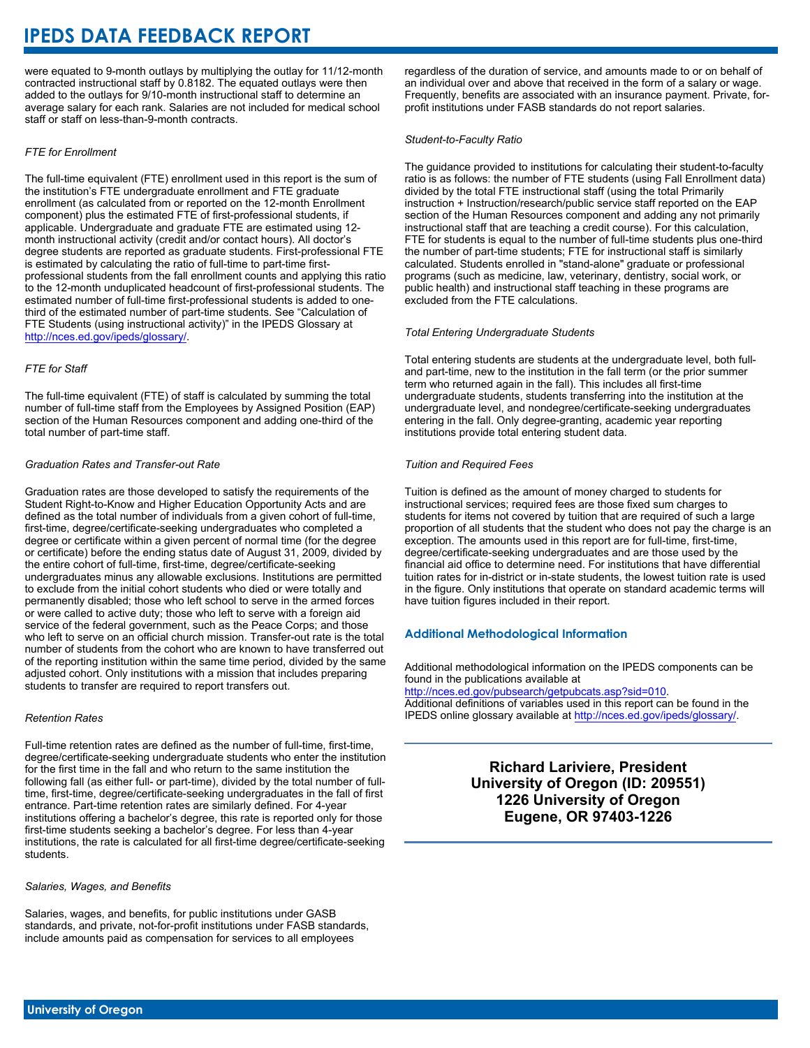were equated to 9-month outlays by multiplying the outlay for 11/12-month contracted instructional staff by 0.8182. The equated outlays were then added to the outlays for 9/10-month instructional staff to determine an average salary for each rank. Salaries are not included for medical school staff or staff on less-than-9-month contracts.

*FTE for Enrollment*

The full-time equivalent (FTE) enrollment used in this report is the sum of the institution's FTE undergraduate enrollment and FTE graduate enrollment (as calculated from or reported on the 12-month Enrollment component) plus the estimated FTE of first-professional students, if applicable. Undergraduate and graduate FTE are estimated using 12-month instructional activity (credit and/or contact hours). All doctor's degree students are reported as graduate students. First-professional FTE is estimated by calculating the ratio of full-time to part-time first-professional students from the fall enrollment counts and applying this ratio to the 12-month unduplicated headcount of first-professional students. The estimated number of full-time first-professional students is added to one-third of the estimated number of part-time students. See "Calculation of FTE Students (using instructional activity)" in the IPEDS Glossary at http://nces.ed.gov/ipeds/glossary/.

*FTE for Staff*

The full-time equivalent (FTE) of staff is calculated by summing the total number of full-time staff from the Employees by Assigned Position (EAP) section of the Human Resources component and adding one-third of the total number of part-time staff.

*Graduation Rates and Transfer-out Rate*

Graduation rates are those developed to satisfy the requirements of the Student Right-to-Know and Higher Education Opportunity Acts and are defined as the total number of individuals from a given cohort of full-time, first-time, degree/certificate-seeking undergraduates who completed a degree or certificate within a given percent of normal time (for the degree or certificate) before the ending status date of August 31, 2009, divided by the entire cohort of full-time, first-time, degree/certificate-seeking undergraduates minus any allowable exclusions. Institutions are permitted to exclude from the initial cohort students who died or were totally and permanently disabled; those who left school to serve in the armed forces or were called to active duty; those who left to serve with a foreign aid service of the federal government, such as the Peace Corps; and those who left to serve on an official church mission. Transfer-out rate is the total number of students from the cohort who are known to have transferred out of the reporting institution within the same time period, divided by the same adjusted cohort. Only institutions with a mission that includes preparing students to transfer are required to report transfers out.

*Retention Rates*

Full-time retention rates are defined as the number of full-time, first-time, degree/certificate-seeking undergraduate students who enter the institution for the first time in the fall and who return to the same institution the following fall (as either full- or part-time), divided by the total number of full-time, first-time, degree/certificate-seeking undergraduates in the fall of first entrance. Part-time retention rates are similarly defined. For 4-year institutions offering a bachelor's degree, this rate is reported only for those first-time students seeking a bachelor's degree. For less than 4-year institutions, the rate is calculated for all first-time degree/certificate-seeking students.

*Salaries, Wages, and Benefits*

Salaries, wages, and benefits, for public institutions under GASB standards, and private, not-for-profit institutions under FASB standards, include amounts paid as compensation for services to all employees regardless of the duration of service, and amounts made to or on behalf of an individual over and above that received in the form of a salary or wage. Frequently, benefits are associated with an insurance payment. Private, for-profit institutions under FASB standards do not report salaries.

*Student-to-Faculty Ratio*

The guidance provided to institutions for calculating their student-to-faculty ratio is as follows: the number of FTE students (using Fall Enrollment data) divided by the total FTE instructional staff (using the total Primarily instruction + Instruction/research/public service staff reported on the EAP section of the Human Resources component and adding any not primarily instructional staff that are teaching a credit course). For this calculation, FTE for students is equal to the number of full-time students plus one-third the number of part-time students; FTE for instructional staff is similarly calculated. Students enrolled in "stand-alone" graduate or professional programs (such as medicine, law, veterinary, dentistry, social work, or public health) and instructional staff teaching in these programs are excluded from the FTE calculations.

*Total Entering Undergraduate Students*

Total entering students are students at the undergraduate level, both full- and part-time, new to the institution in the fall term (or the prior summer term who returned again in the fall). This includes all first-time undergraduate students, students transferring into the institution at the undergraduate level, and nondegree/certificate-seeking undergraduates entering in the fall. Only degree-granting, academic year reporting institutions provide total entering student data.

*Tuition and Required Fees*

Tuition is defined as the amount of money charged to students for instructional services; required fees are those fixed sum charges to students for items not covered by tuition that are required of such a large proportion of all students that the student who does not pay the charge is an exception. The amounts used in this report are for full-time, first-time, degree/certificate-seeking undergraduates and are those used by the financial aid office to determine need. For institutions that have differential tuition rates for in-district or in-state students, the lowest tuition rate is used in the figure. Only institutions that operate on standard academic terms will have tuition figures included in their report.

## Additional Methodological Information

Additional methodological information on the IPEDS components can be found in the publications available at http://nces.ed.gov/pubsearch/getpubcats.asp?sid=010.
Additional definitions of variables used in this report can be found in the IPEDS online glossary available at http://nces.ed.gov/ipeds/glossary/.

**Richard Lariviere, President**
**University of Oregon (ID: 209551)**
**1226 University of Oregon**
**Eugene, OR 97403-1226**